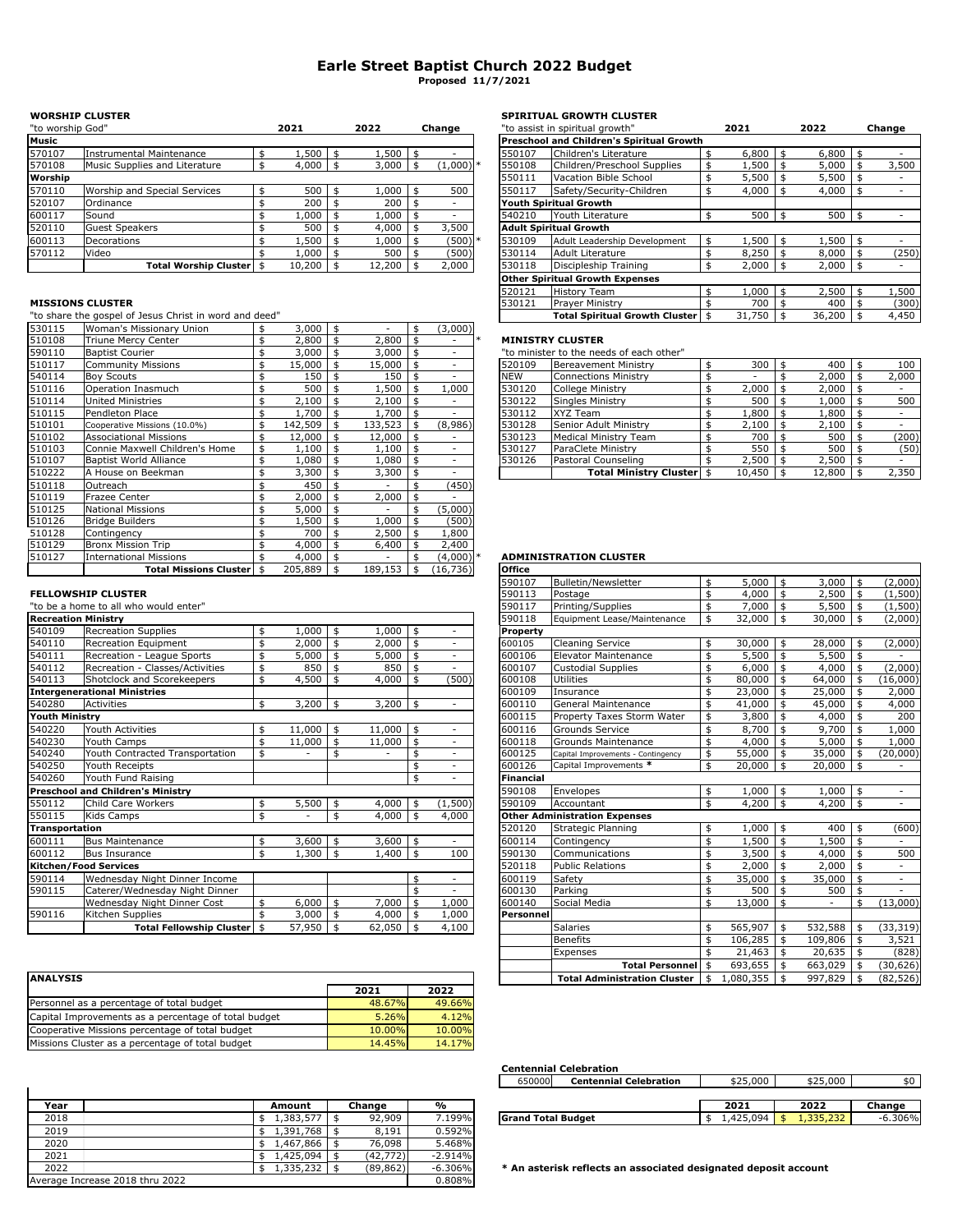# Earle Street Baptist Church 2022 Budget

**Proposed 11/7/2021**

## WORSHIP CLUSTER

"to worship God"

| | | 2021 | 2022 | Change |
|---|---|---|---|---|
| **Music** | | | | |
| 570107 | Instrumental Maintenance | $ 1,500 | $ 1,500 | $ - |
| 570108 | Music Supplies and Literature | $ 4,000 | $ 3,000 | $ (1,000) * |
| **Worship** | | | | |
| 570110 | Worship and Special Services | $ 500 | $ 1,000 | $ 500 |
| 520107 | Ordinance | $ 200 | $ 200 | $ - |
| 600117 | Sound | $ 1,000 | $ 1,000 | $ - |
| 520110 | Guest Speakers | $ 500 | $ 4,000 | $ 3,500 |
| 600113 | Decorations | $ 1,500 | $ 1,000 | $ (500) * |
| 570112 | Video | $ 1,000 | $ 500 | $ (500) |
| | **Total Worship Cluster** | $ 10,200 | $ 12,200 | $ 2,000 |

## MISSIONS CLUSTER

"to share the gospel of Jesus Christ in word and deed"

| | | 2021 | 2022 | Change |
|---|---|---|---|---|
| 530115 | Woman's Missionary Union | $ 3,000 | $ - | $ (3,000) |
| 510108 | Triune Mercy Center | $ 2,800 | $ 2,800 | $ - * |
| 590110 | Baptist Courier | $ 3,000 | $ 3,000 | $ - |
| 510117 | Community Missions | $ 15,000 | $ 15,000 | $ - |
| 540114 | Boy Scouts | $ 150 | $ 150 | $ - |
| 510116 | Operation Inasmuch | $ 500 | $ 1,500 | $ 1,000 |
| 510114 | United Ministries | $ 2,100 | $ 2,100 | $ - |
| 510115 | Pendleton Place | $ 1,700 | $ 1,700 | $ - |
| 510101 | Cooperative Missions (10.0%) | $ 142,509 | $ 133,523 | $ (8,986) |
| 510102 | Associational Missions | $ 12,000 | $ 12,000 | $ - |
| 510103 | Connie Maxwell Children's Home | $ 1,100 | $ 1,100 | $ - |
| 510107 | Baptist World Alliance | $ 1,080 | $ 1,080 | $ - |
| 510222 | A House on Beekman | $ 3,300 | $ 3,300 | $ - |
| 510118 | Outreach | $ 450 | $ - | $ (450) |
| 510119 | Frazee Center | $ 2,000 | $ 2,000 | $ - |
| 510125 | National Missions | $ 5,000 | $ - | $ (5,000) |
| 510126 | Bridge Builders | $ 1,500 | $ 1,000 | $ (500) |
| 510128 | Contingency | $ 700 | $ 2,500 | $ 1,800 |
| 510129 | Bronx Mission Trip | $ 4,000 | $ 6,400 | $ 2,400 |
| 510127 | International Missions | $ 4,000 | $ - | $ (4,000) * |
| | **Total Missions Cluster** | $ 205,889 | $ 189,153 | $ (16,736) |

## FELLOWSHIP CLUSTER

"to be a home to all who would enter"

| | | 2021 | 2022 | Change |
|---|---|---|---|---|
| **Recreation Ministry** | | | | |
| 540109 | Recreation Supplies | $ 1,000 | $ 1,000 | $ - |
| 540110 | Recreation Equipment | $ 2,000 | $ 2,000 | $ - |
| 540111 | Recreation - League Sports | $ 5,000 | $ 5,000 | $ - |
| 540112 | Recreation - Classes/Activities | $ 850 | $ 850 | $ - |
| 540113 | Shotclock and Scorekeepers | $ 4,500 | $ 4,000 | $ (500) |
| **Intergenerational Ministries** | | | | |
| 540280 | Activities | $ 3,200 | $ 3,200 | $ - |
| **Youth Ministry** | | | | |
| 540220 | Youth Activities | $ 11,000 | $ 11,000 | $ - |
| 540230 | Youth Camps | $ 11,000 | $ 11,000 | $ - |
| 540240 | Youth Contracted Transportation | $ - | $ - | $ - |
| 540250 | Youth Receipts | | | $ - |
| 540260 | Youth Fund Raising | | | $ - |
| **Preschool and Children's Ministry** | | | | |
| 550112 | Child Care Workers | $ 5,500 | $ 4,000 | $ (1,500) |
| 550115 | Kids Camps | $ - | $ 4,000 | $ 4,000 |
| **Transportation** | | | | |
| 600111 | Bus Maintenance | $ 3,600 | $ 3,600 | $ - |
| 600112 | Bus Insurance | $ 1,300 | $ 1,400 | $ 100 |
| **Kitchen/Food Services** | | | | |
| 590114 | Wednesday Night Dinner Income | | | $ - |
| 590115 | Caterer/Wednesday Night Dinner | | | $ - |
| | Wednesday Night Dinner Cost | $ 6,000 | $ 7,000 | $ 1,000 |
| 590116 | Kitchen Supplies | $ 3,000 | $ 4,000 | $ 1,000 |
| | **Total Fellowship Cluster** | $ 57,950 | $ 62,050 | $ 4,100 |

## SPIRITUAL GROWTH CLUSTER

"to assist in spiritual growth"

| | | 2021 | 2022 | Change |
|---|---|---|---|---|
| **Preschool and Children's Spiritual Growth** | | | | |
| 550107 | Children's Literature | $ 6,800 | $ 6,800 | $ - |
| 550108 | Children/Preschool Supplies | $ 1,500 | $ 5,000 | $ 3,500 |
| 550111 | Vacation Bible School | $ 5,500 | $ 5,500 | $ - |
| 550117 | Safety/Security-Children | $ 4,000 | $ 4,000 | $ - |
| **Youth Spiritual Growth** | | | | |
| 540210 | Youth Literature | $ 500 | $ 500 | $ - |
| **Adult Spiritual Growth** | | | | |
| 530109 | Adult Leadership Development | $ 1,500 | $ 1,500 | $ - |
| 530114 | Adult Literature | $ 8,250 | $ 8,000 | $ (250) |
| 530118 | Discipleship Training | $ 2,000 | $ 2,000 | $ - |
| **Other Spiritual Growth Expenses** | | | | |
| 520121 | History Team | $ 1,000 | $ 2,500 | $ 1,500 |
| 530121 | Prayer Ministry | $ 700 | $ 400 | $ (300) |
| | **Total Spiritual Growth Cluster** | $ 31,750 | $ 36,200 | $ 4,450 |

## MINISTRY CLUSTER

"to minister to the needs of each other"

| | | 2021 | 2022 | Change |
|---|---|---|---|---|
| 520109 | Bereavement Ministry | $ 300 | $ 400 | $ 100 |
| NEW | Connections Ministry | $ - | $ 2,000 | $ 2,000 |
| 530120 | College Ministry | $ 2,000 | $ 2,000 | $ - |
| 530122 | Singles Ministry | $ 500 | $ 1,000 | $ 500 |
| 530112 | XYZ Team | $ 1,800 | $ 1,800 | $ - |
| 530128 | Senior Adult Ministry | $ 2,100 | $ 2,100 | $ - |
| 530123 | Medical Ministry Team | $ 700 | $ 500 | $ (200) |
| 530127 | ParaClete Ministry | $ 550 | $ 500 | $ (50) |
| 530126 | Pastoral Counseling | $ 2,500 | $ 2,500 | $ - |
| | **Total Ministry Cluster** | $ 10,450 | $ 12,800 | $ 2,350 |

## ADMINISTRATION CLUSTER

| | | 2021 | 2022 | Change |
|---|---|---|---|---|
| **Office** | | | | |
| 590107 | Bulletin/Newsletter | $ 5,000 | $ 3,000 | $ (2,000) |
| 590113 | Postage | $ 4,000 | $ 2,500 | $ (1,500) |
| 590117 | Printing/Supplies | $ 7,000 | $ 5,500 | $ (1,500) |
| 590118 | Equipment Lease/Maintenance | $ 32,000 | $ 30,000 | $ (2,000) |
| **Property** | | | | |
| 600105 | Cleaning Service | $ 30,000 | $ 28,000 | $ (2,000) |
| 600106 | Elevator Maintenance | $ 5,500 | $ 5,500 | $ - |
| 600107 | Custodial Supplies | $ 6,000 | $ 4,000 | $ (2,000) |
| 600108 | Utilities | $ 80,000 | $ 64,000 | $ (16,000) |
| 600109 | Insurance | $ 23,000 | $ 25,000 | $ 2,000 |
| 600110 | General Maintenance | $ 41,000 | $ 45,000 | $ 4,000 |
| 600115 | Property Taxes Storm Water | $ 3,800 | $ 4,000 | $ 200 |
| 600116 | Grounds Service | $ 8,700 | $ 9,700 | $ 1,000 |
| 600118 | Grounds Maintenance | $ 4,000 | $ 5,000 | $ 1,000 |
| 600125 | Capital Improvements - Contingency | $ 55,000 | $ 35,000 | $ (20,000) |
| 600126 | Capital Improvements * | $ 20,000 | $ 20,000 | $ - |
| **Financial** | | | | |
| 590108 | Envelopes | $ 1,000 | $ 1,000 | $ - |
| 590109 | Accountant | $ 4,200 | $ 4,200 | $ - |
| **Other Administration Expenses** | | | | |
| 520120 | Strategic Planning | $ 1,000 | $ 400 | $ (600) |
| 600114 | Contingency | $ 1,500 | $ 1,500 | $ - |
| 590130 | Communications | $ 3,500 | $ 4,000 | $ 500 |
| 520118 | Public Relations | $ 2,000 | $ 2,000 | $ - |
| 600119 | Safety | $ 35,000 | $ 35,000 | $ - |
| 600130 | Parking | $ 500 | $ 500 | $ - |
| 600140 | Social Media | $ 13,000 | $ - | $ (13,000) |
| **Personnel** | | | | |
| | Salaries | $ 565,907 | $ 532,588 | $ (33,319) |
| | Benefits | $ 106,285 | $ 109,806 | $ 3,521 |
| | Expenses | $ 21,463 | $ 20,635 | $ (828) |
| | **Total Personnel** | $ 693,655 | $ 663,029 | $ (30,626) |
| | **Total Administration Cluster** | $ 1,080,355 | $ 997,829 | $ (82,526) |

## Centennial Celebration

| | | | | |
|---|---|---|---|---|
| 650000 | **Centennial Celebration** | $25,000 | $25,000 | $0 |

| | 2021 | 2022 | Change |
|---|---|---|---|
| **Grand Total Budget** | $ 1,425,094 | $ 1,335,232 | -6.306% |

**\* An asterisk reflects an associated designated deposit account**

## ANALYSIS

| | 2021 | 2022 |
|---|---|---|
| Personnel as a percentage of total budget | 48.67% | 49.66% |
| Capital Improvements as a percentage of total budget | 5.26% | 4.12% |
| Cooperative Missions percentage of total budget | 10.00% | 10.00% |
| Missions Cluster as a percentage of total budget | 14.45% | 14.17% |

| Year | Amount | Change | % |
|---|---|---|---|
| 2018 | $ 1,383,577 | $ 92,909 | 7.199% |
| 2019 | $ 1,391,768 | $ 8,191 | 0.592% |
| 2020 | $ 1,467,866 | $ 76,098 | 5.468% |
| 2021 | $ 1,425,094 | $ (42,772) | -2.914% |
| 2022 | $ 1,335,232 | $ (89,862) | -6.306% |
| Average Increase 2018 thru 2022 | | | 0.808% |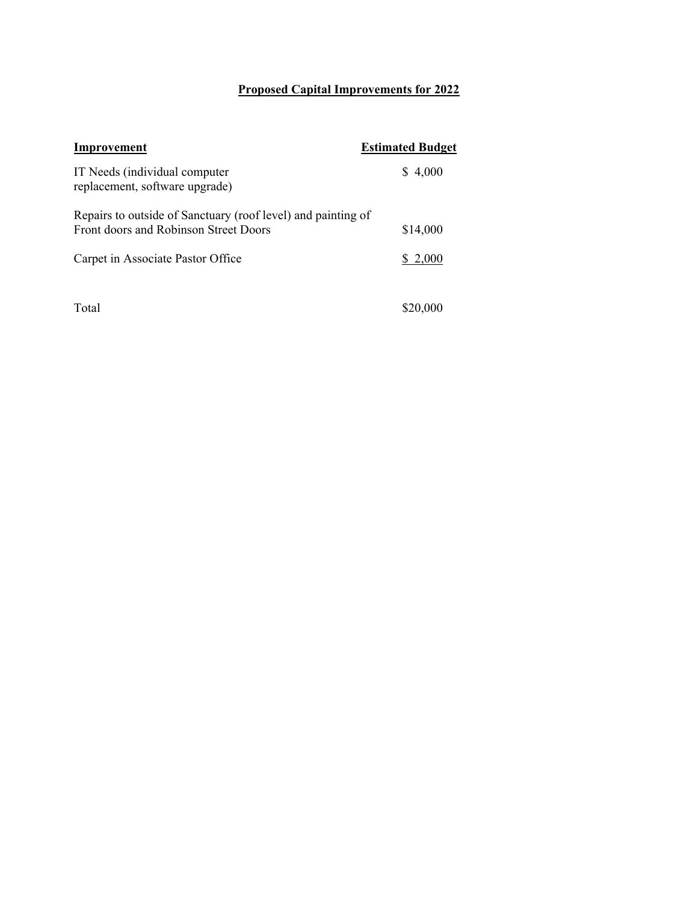**Proposed Capital Improvements for 2022**

| **Improvement** | **Estimated Budget** |
|---|---|
| IT Needs (individual computer replacement, software upgrade) | $ 4,000 |
| Repairs to outside of Sanctuary (roof level) and painting of Front doors and Robinson Street Doors | $14,000 |
| Carpet in Associate Pastor Office | $ 2,000 |
| Total | $20,000 |